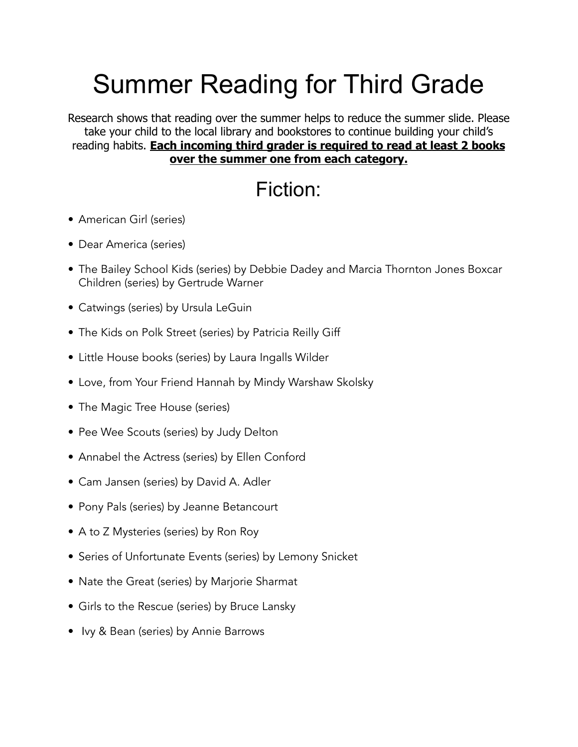# Summer Reading for Third Grade

Research shows that reading over the summer helps to reduce the summer slide. Please take your child to the local library and bookstores to continue building your child's reading habits. **<u>Each incoming third grader is required to read at least 2 books over the summer one from each category.</u>**

## Fiction:

- American Girl (series)
- Dear America (series)
- The Bailey School Kids (series) by Debbie Dadey and Marcia Thornton Jones Boxcar Children (series) by Gertrude Warner
- Catwings (series) by Ursula LeGuin
- The Kids on Polk Street (series) by Patricia Reilly Giff
- Little House books (series) by Laura Ingalls Wilder
- Love, from Your Friend Hannah by Mindy Warshaw Skolsky
- The Magic Tree House (series)
- Pee Wee Scouts (series) by Judy Delton
- Annabel the Actress (series) by Ellen Conford
- Cam Jansen (series) by David A. Adler
- Pony Pals (series) by Jeanne Betancourt
- A to Z Mysteries (series) by Ron Roy
- Series of Unfortunate Events (series) by Lemony Snicket
- Nate the Great (series) by Marjorie Sharmat
- Girls to the Rescue (series) by Bruce Lansky
- Ivy & Bean (series) by Annie Barrows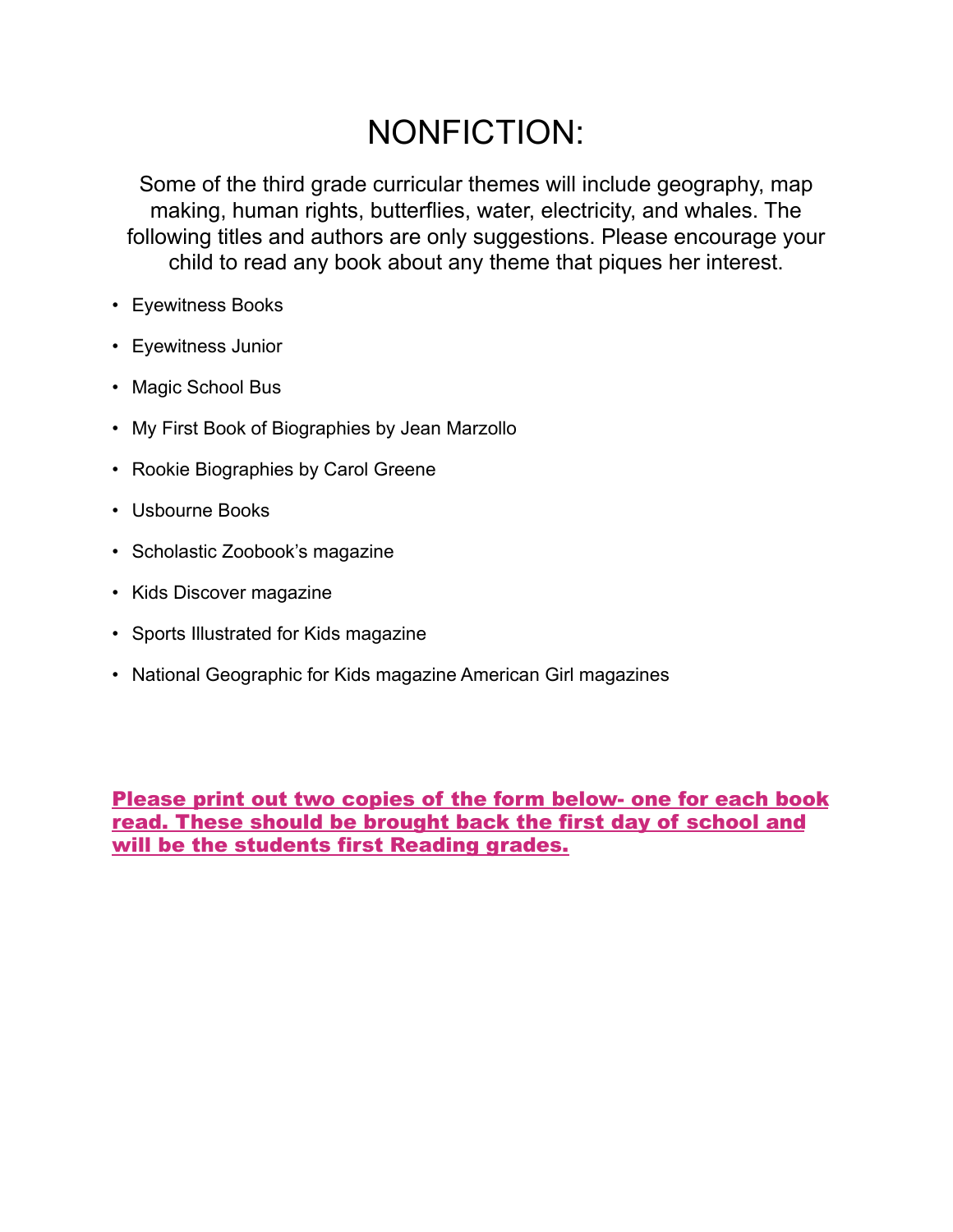# NONFICTION:

Some of the third grade curricular themes will include geography, map making, human rights, butterflies, water, electricity, and whales. The following titles and authors are only suggestions. Please encourage your child to read any book about any theme that piques her interest.

- Eyewitness Books
- Eyewitness Junior
- Magic School Bus
- My First Book of Biographies by Jean Marzollo
- Rookie Biographies by Carol Greene
- Usbourne Books
- Scholastic Zoobook's magazine
- Kids Discover magazine
- Sports Illustrated for Kids magazine
- National Geographic for Kids magazine American Girl magazines

**Please print out two copies of the form below- one for each book read. These should be brought back the first day of school and will be the students first Reading grades.**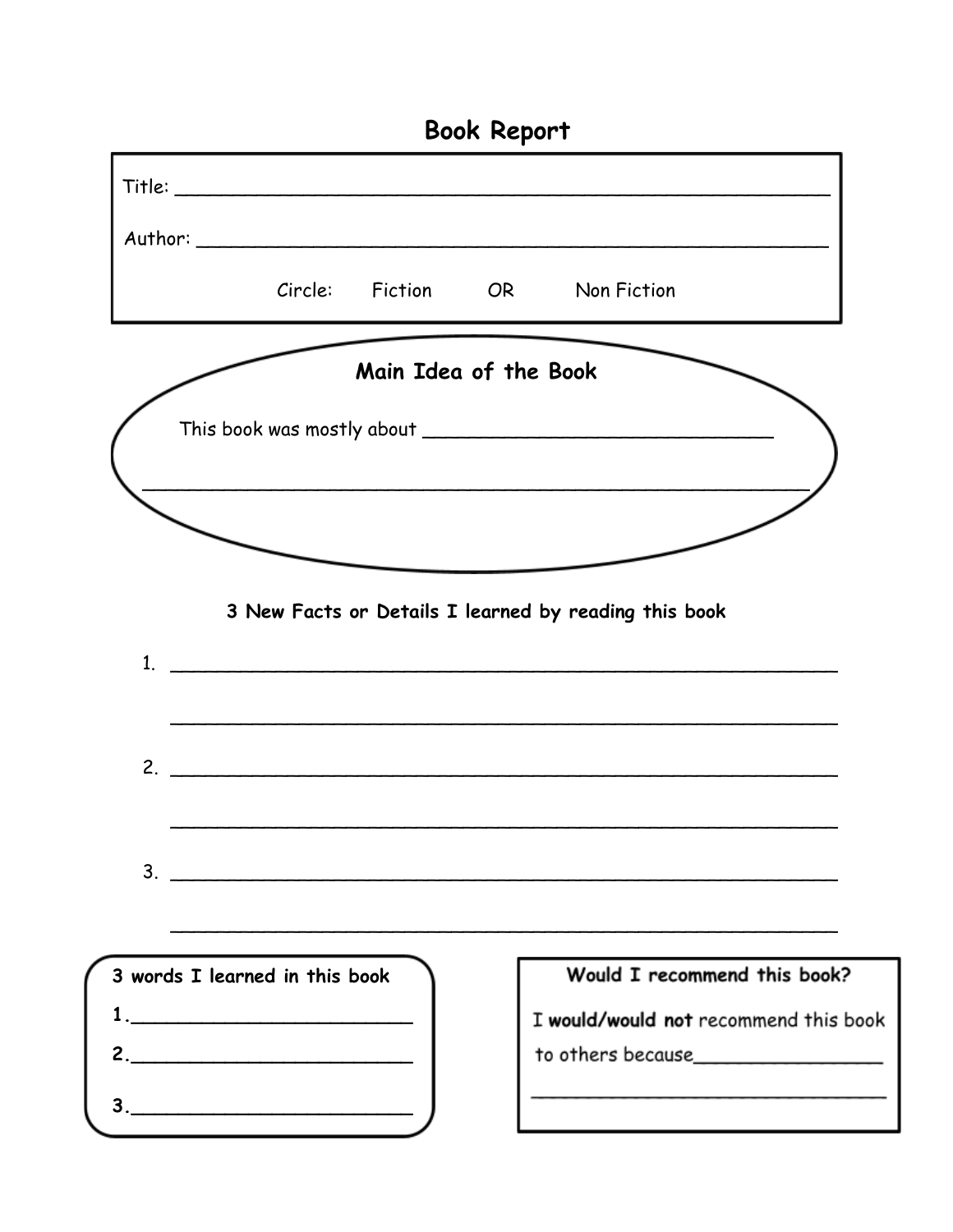# Book Report

Title: ______________________________________________________________

Author: ____________________________________________________________

Circle: Fiction OR Non Fiction

## Main Idea of the Book

This book was mostly about ________________________________

______________________________________________________________

**3 New Facts or Details I learned by reading this book**

1. ______________________________________________________________

   ______________________________________________________________

2. ______________________________________________________________

   ______________________________________________________________

3. ______________________________________________________________

   ______________________________________________________________

**3 words I learned in this book**

**1.**__________________________

**2.**__________________________

**3.**__________________________

**Would I recommend this book?**

I **would/would not** recommend this book to others because__________________

____________________________________